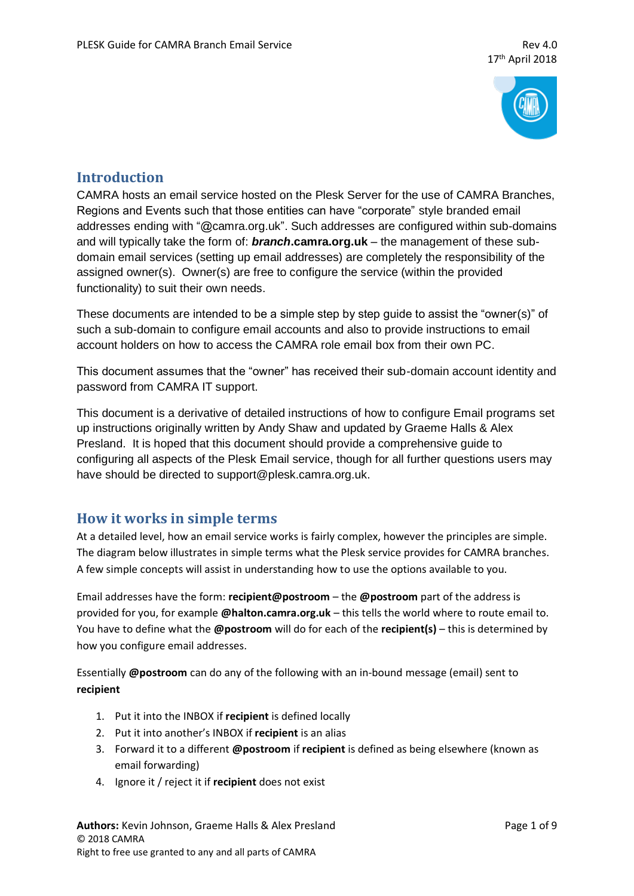## Introduction

CAMRA hosts an email service hosted on the Plesk Server for the use of CAMRA Branches, Regions and Events such that those entities can have "corporate" style branded email addresses ending with "@camra.org.uk". Such addresses are configured within sub-domains and will typically take the form of: ***branch*.camra.org.uk** – the management of these sub-domain email services (setting up email addresses) are completely the responsibility of the assigned owner(s). Owner(s) are free to configure the service (within the provided functionality) to suit their own needs.

These documents are intended to be a simple step by step guide to assist the "owner(s)" of such a sub-domain to configure email accounts and also to provide instructions to email account holders on how to access the CAMRA role email box from their own PC.

This document assumes that the "owner" has received their sub-domain account identity and password from CAMRA IT support.

This document is a derivative of detailed instructions of how to configure Email programs set up instructions originally written by Andy Shaw and updated by Graeme Halls & Alex Presland. It is hoped that this document should provide a comprehensive guide to configuring all aspects of the Plesk Email service, though for all further questions users may have should be directed to support@plesk.camra.org.uk.

## How it works in simple terms

At a detailed level, how an email service works is fairly complex, however the principles are simple. The diagram below illustrates in simple terms what the Plesk service provides for CAMRA branches. A few simple concepts will assist in understanding how to use the options available to you.

Email addresses have the form: **recipient@postroom** – the **@postroom** part of the address is provided for you, for example **@halton.camra.org.uk** – this tells the world where to route email to. You have to define what the **@postroom** will do for each of the **recipient(s)** – this is determined by how you configure email addresses.

Essentially **@postroom** can do any of the following with an in-bound message (email) sent to **recipient**

1. Put it into the INBOX if **recipient** is defined locally
2. Put it into another's INBOX if **recipient** is an alias
3. Forward it to a different **@postroom** if **recipient** is defined as being elsewhere (known as email forwarding)
4. Ignore it / reject it if **recipient** does not exist

**Authors:** Kevin Johnson, Graeme Halls & Alex Presland
© 2018 CAMRA
Right to free use granted to any and all parts of CAMRA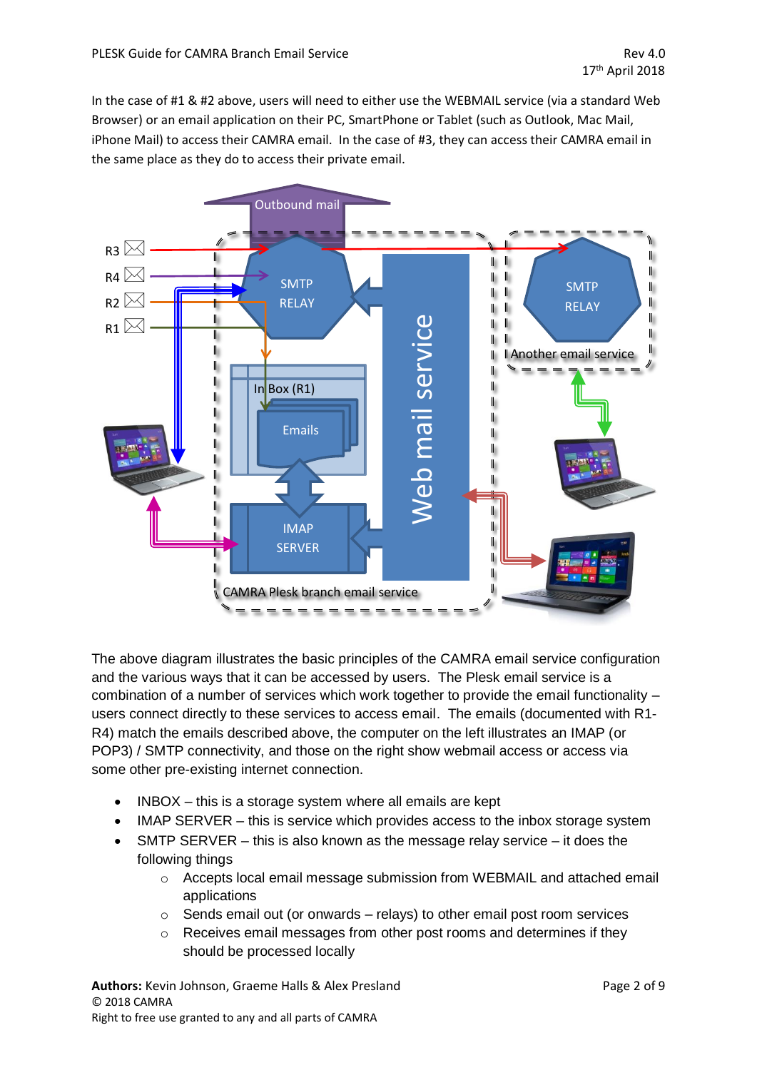In the case of #1 & #2 above, users will need to either use the WEBMAIL service (via a standard Web Browser) or an email application on their PC, SmartPhone or Tablet (such as Outlook, Mac Mail, iPhone Mail) to access their CAMRA email. In the case of #3, they can access their CAMRA email in the same place as they do to access their private email.

The above diagram illustrates the basic principles of the CAMRA email service configuration and the various ways that it can be accessed by users. The Plesk email service is a combination of a number of services which work together to provide the email functionality – users connect directly to these services to access email. The emails (documented with R1-R4) match the emails described above, the computer on the left illustrates an IMAP (or POP3) / SMTP connectivity, and those on the right show webmail access or access via some other pre-existing internet connection.

- INBOX – this is a storage system where all emails are kept
- IMAP SERVER – this is service which provides access to the inbox storage system
- SMTP SERVER – this is also known as the message relay service – it does the following things
    - Accepts local email message submission from WEBMAIL and attached email applications
    - Sends email out (or onwards – relays) to other email post room services
    - Receives email messages from other post rooms and determines if they should be processed locally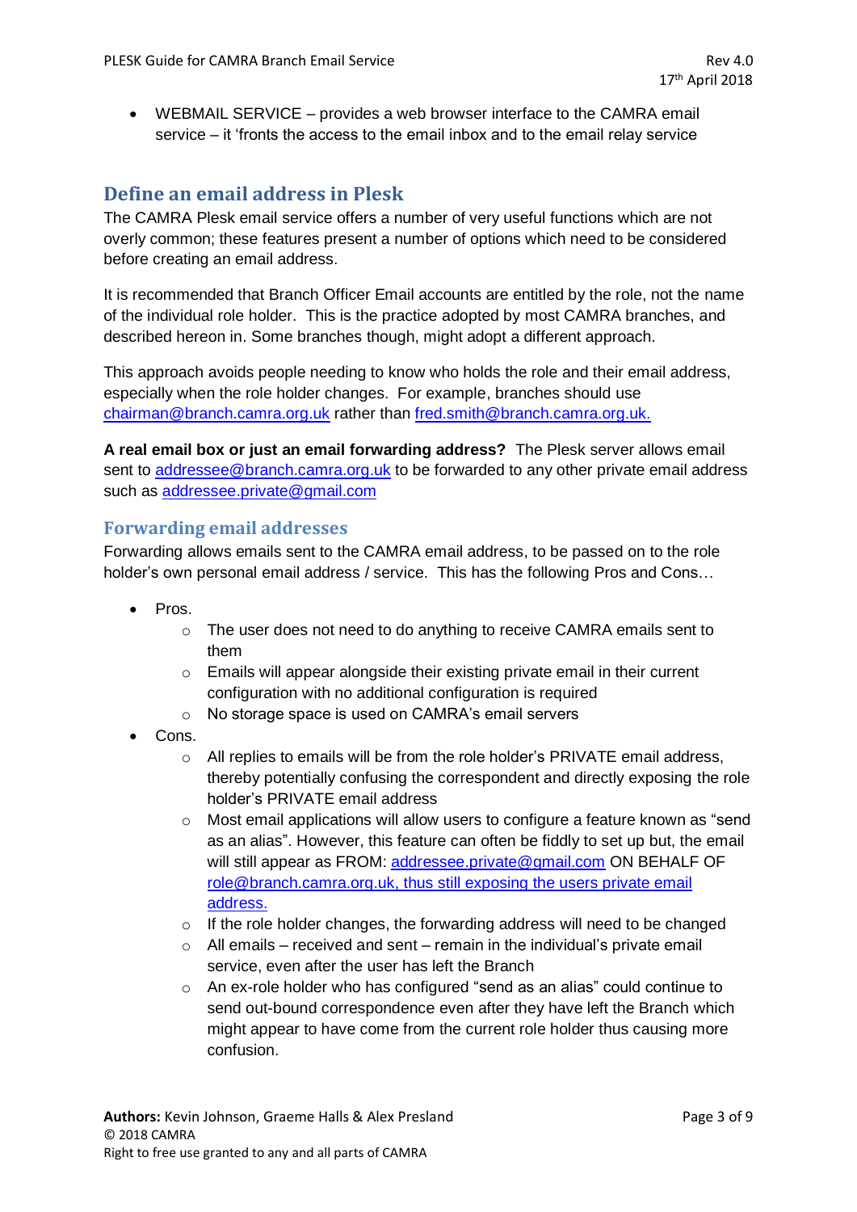- WEBMAIL SERVICE – provides a web browser interface to the CAMRA email service – it 'fronts the access to the email inbox and to the email relay service

## Define an email address in Plesk

The CAMRA Plesk email service offers a number of very useful functions which are not overly common; these features present a number of options which need to be considered before creating an email address.

It is recommended that Branch Officer Email accounts are entitled by the role, not the name of the individual role holder. This is the practice adopted by most CAMRA branches, and described hereon in. Some branches though, might adopt a different approach.

This approach avoids people needing to know who holds the role and their email address, especially when the role holder changes. For example, branches should use chairman@branch.camra.org.uk rather than fred.smith@branch.camra.org.uk.

**A real email box or just an email forwarding address?** The Plesk server allows email sent to addressee@branch.camra.org.uk to be forwarded to any other private email address such as addressee.private@gmail.com

### Forwarding email addresses

Forwarding allows emails sent to the CAMRA email address, to be passed on to the role holder's own personal email address / service. This has the following Pros and Cons…

- Pros.
  - The user does not need to do anything to receive CAMRA emails sent to them
  - Emails will appear alongside their existing private email in their current configuration with no additional configuration is required
  - No storage space is used on CAMRA's email servers
- Cons.
  - All replies to emails will be from the role holder's PRIVATE email address, thereby potentially confusing the correspondent and directly exposing the role holder's PRIVATE email address
  - Most email applications will allow users to configure a feature known as "send as an alias". However, this feature can often be fiddly to set up but, the email will still appear as FROM: addressee.private@gmail.com ON BEHALF OF role@branch.camra.org.uk, thus still exposing the users private email address.
  - If the role holder changes, the forwarding address will need to be changed
  - All emails – received and sent – remain in the individual's private email service, even after the user has left the Branch
  - An ex-role holder who has configured "send as an alias" could continue to send out-bound correspondence even after they have left the Branch which might appear to have come from the current role holder thus causing more confusion.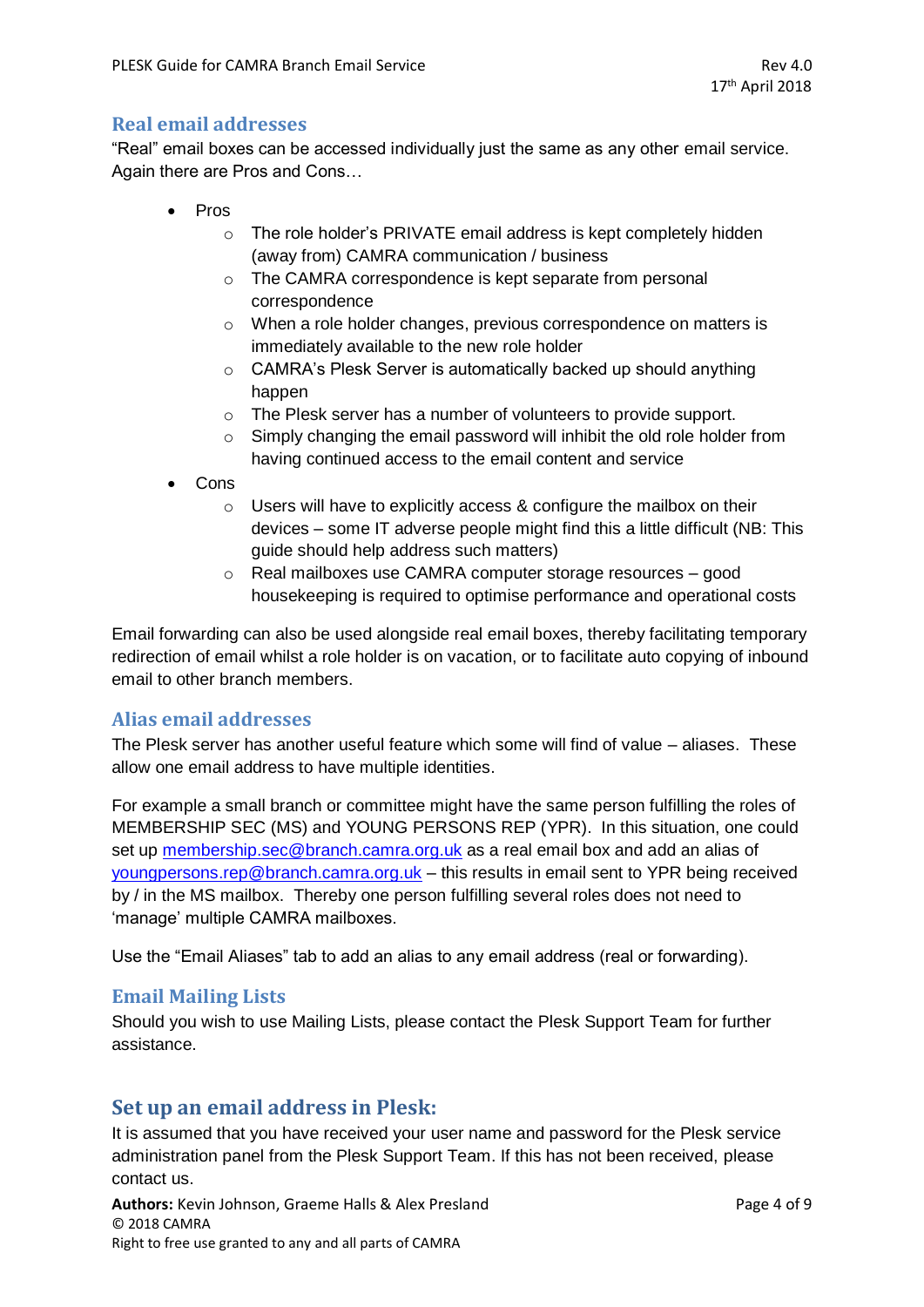## Real email addresses

"Real" email boxes can be accessed individually just the same as any other email service. Again there are Pros and Cons…

- Pros
  - The role holder's PRIVATE email address is kept completely hidden (away from) CAMRA communication / business
  - The CAMRA correspondence is kept separate from personal correspondence
  - When a role holder changes, previous correspondence on matters is immediately available to the new role holder
  - CAMRA's Plesk Server is automatically backed up should anything happen
  - The Plesk server has a number of volunteers to provide support.
  - Simply changing the email password will inhibit the old role holder from having continued access to the email content and service
- Cons
  - Users will have to explicitly access & configure the mailbox on their devices – some IT adverse people might find this a little difficult (NB: This guide should help address such matters)
  - Real mailboxes use CAMRA computer storage resources – good housekeeping is required to optimise performance and operational costs

Email forwarding can also be used alongside real email boxes, thereby facilitating temporary redirection of email whilst a role holder is on vacation, or to facilitate auto copying of inbound email to other branch members.

## Alias email addresses

The Plesk server has another useful feature which some will find of value – aliases. These allow one email address to have multiple identities.

For example a small branch or committee might have the same person fulfilling the roles of MEMBERSHIP SEC (MS) and YOUNG PERSONS REP (YPR). In this situation, one could set up membership.sec@branch.camra.org.uk as a real email box and add an alias of youngpersons.rep@branch.camra.org.uk – this results in email sent to YPR being received by / in the MS mailbox. Thereby one person fulfilling several roles does not need to 'manage' multiple CAMRA mailboxes.

Use the "Email Aliases" tab to add an alias to any email address (real or forwarding).

## Email Mailing Lists

Should you wish to use Mailing Lists, please contact the Plesk Support Team for further assistance.

# Set up an email address in Plesk:

It is assumed that you have received your user name and password for the Plesk service administration panel from the Plesk Support Team. If this has not been received, please contact us.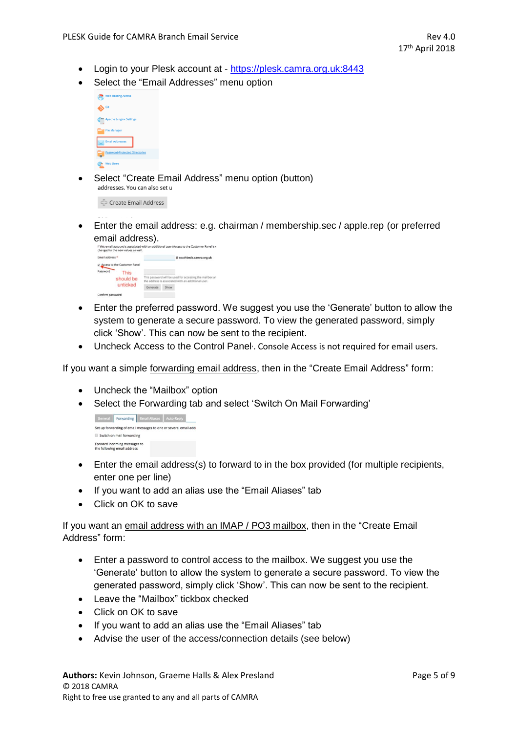- Login to your Plesk account at - [https://plesk.camra.org.uk:8443](https://plesk.camra.org.uk:8443)
- Select the "Email Addresses" menu option
- Select "Create Email Address" menu option (button)
- Enter the email address: e.g. chairman / membership.sec / apple.rep (or preferred email address).
- Enter the preferred password. We suggest you use the 'Generate' button to allow the system to generate a secure password. To view the generated password, simply click 'Show'. This can now be sent to the recipient.
- Uncheck Access to the Control Panel. Console Access is not required for email users.

If you want a simple <u>forwarding email address</u>, then in the "Create Email Address" form:

- Uncheck the "Mailbox" option
- Select the Forwarding tab and select 'Switch On Mail Forwarding'
- Enter the email address(s) to forward to in the box provided (for multiple recipients, enter one per line)
- If you want to add an alias use the "Email Aliases" tab
- Click on OK to save

If you want an <u>email address with an IMAP / PO3 mailbox</u>, then in the "Create Email Address" form:

- Enter a password to control access to the mailbox. We suggest you use the 'Generate' button to allow the system to generate a secure password. To view the generated password, simply click 'Show'. This can now be sent to the recipient.
- Leave the "Mailbox" tickbox checked
- Click on OK to save
- If you want to add an alias use the "Email Aliases" tab
- Advise the user of the access/connection details (see below)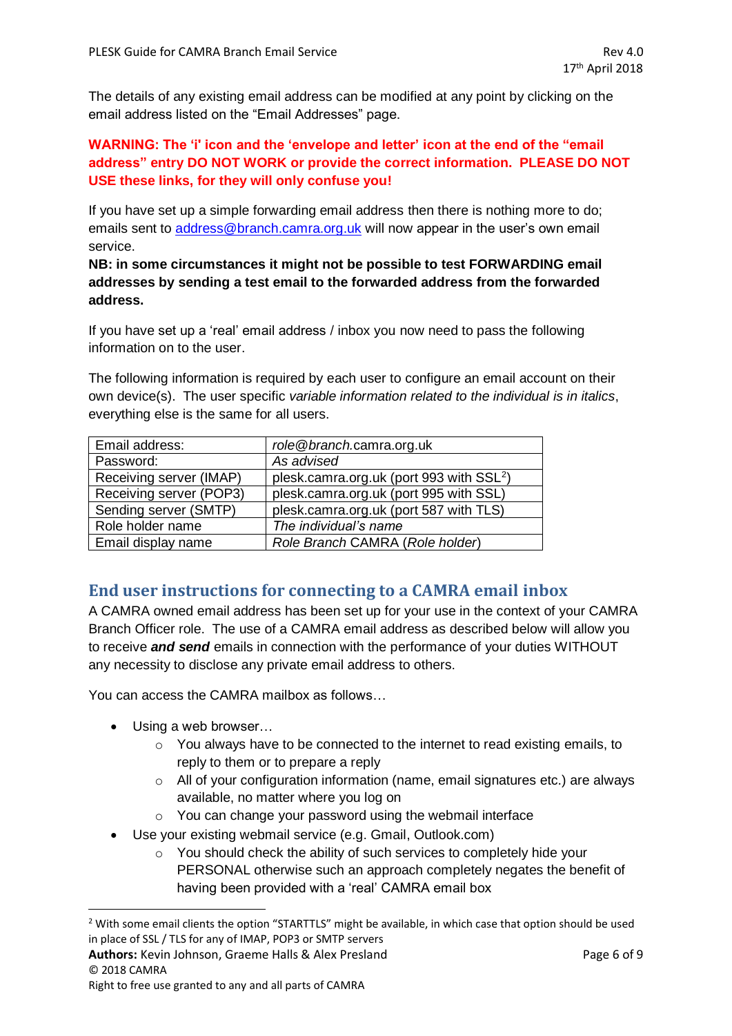The details of any existing email address can be modified at any point by clicking on the email address listed on the "Email Addresses" page.

**WARNING: The 'i' icon and the 'envelope and letter' icon at the end of the "email address" entry DO NOT WORK or provide the correct information. PLEASE DO NOT USE these links, for they will only confuse you!**

If you have set up a simple forwarding email address then there is nothing more to do; emails sent to address@branch.camra.org.uk will now appear in the user's own email service.

**NB: in some circumstances it might not be possible to test FORWARDING email addresses by sending a test email to the forwarded address from the forwarded address.**

If you have set up a 'real' email address / inbox you now need to pass the following information on to the user.

The following information is required by each user to configure an email account on their own device(s). The user specific *variable information related to the individual is in italics*, everything else is the same for all users.

| Email address: | *role@branch*.camra.org.uk |
|---|---|
| Password: | *As advised* |
| Receiving server (IMAP) | plesk.camra.org.uk (port 993 with SSL[2]) |
| Receiving server (POP3) | plesk.camra.org.uk (port 995 with SSL) |
| Sending server (SMTP) | plesk.camra.org.uk (port 587 with TLS) |
| Role holder name | *The individual's name* |
| Email display name | *Role Branch* CAMRA (*Role holder*) |

## End user instructions for connecting to a CAMRA email inbox

A CAMRA owned email address has been set up for your use in the context of your CAMRA Branch Officer role. The use of a CAMRA email address as described below will allow you to receive ***and send*** emails in connection with the performance of your duties WITHOUT any necessity to disclose any private email address to others.

You can access the CAMRA mailbox as follows…

- Using a web browser…
  - You always have to be connected to the internet to read existing emails, to reply to them or to prepare a reply
  - All of your configuration information (name, email signatures etc.) are always available, no matter where you log on
  - You can change your password using the webmail interface
- Use your existing webmail service (e.g. Gmail, Outlook.com)
  - You should check the ability of such services to completely hide your PERSONAL otherwise such an approach completely negates the benefit of having been provided with a 'real' CAMRA email box

[2] With some email clients the option "STARTTLS" might be available, in which case that option should be used in place of SSL / TLS for any of IMAP, POP3 or SMTP servers

**Authors:** Kevin Johnson, Graeme Halls & Alex Presland

© 2018 CAMRA

Right to free use granted to any and all parts of CAMRA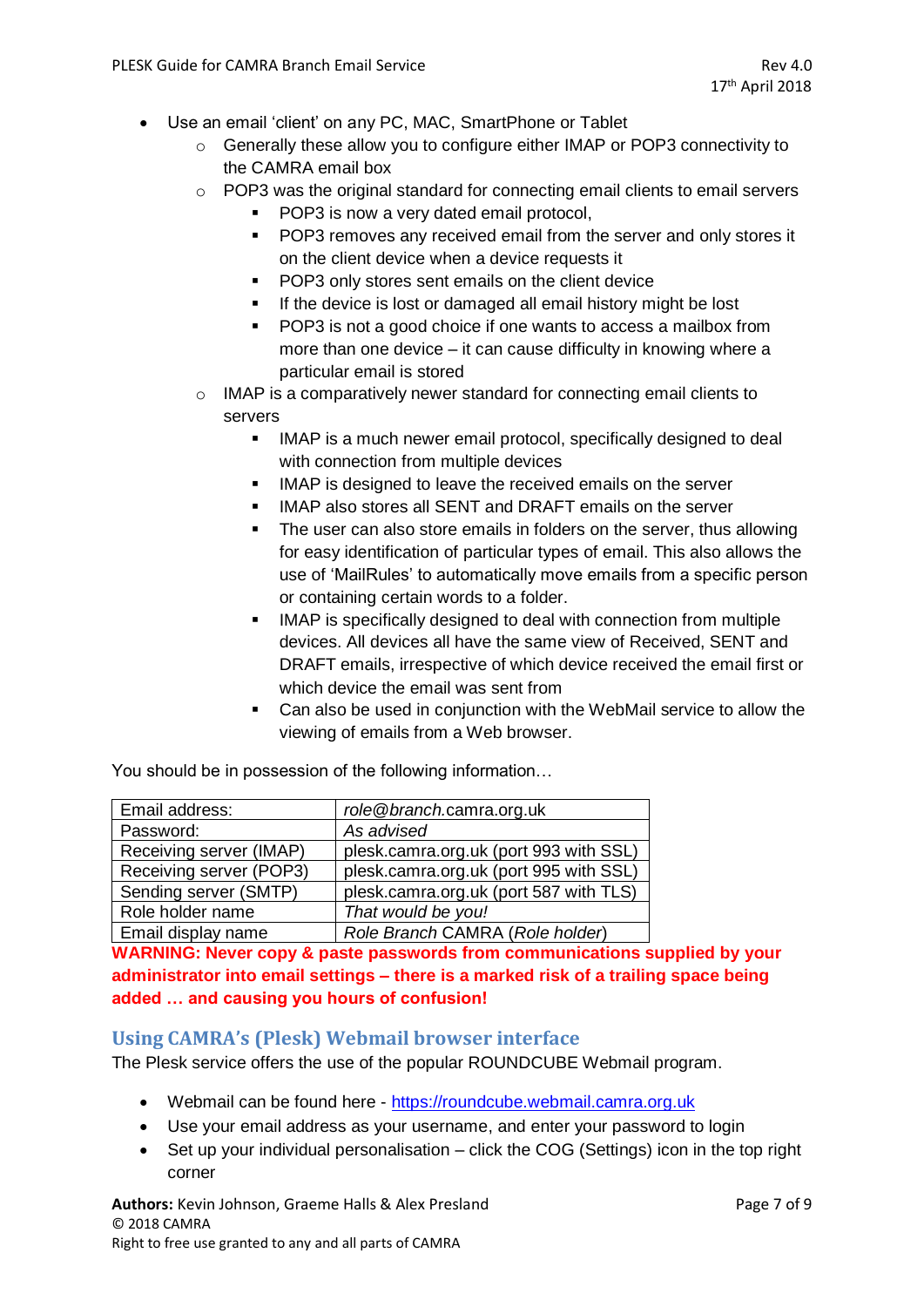- Use an email 'client' on any PC, MAC, SmartPhone or Tablet
    - Generally these allow you to configure either IMAP or POP3 connectivity to the CAMRA email box
    - POP3 was the original standard for connecting email clients to email servers
        - POP3 is now a very dated email protocol,
        - POP3 removes any received email from the server and only stores it on the client device when a device requests it
        - POP3 only stores sent emails on the client device
        - If the device is lost or damaged all email history might be lost
        - POP3 is not a good choice if one wants to access a mailbox from more than one device – it can cause difficulty in knowing where a particular email is stored
    - IMAP is a comparatively newer standard for connecting email clients to servers
        - IMAP is a much newer email protocol, specifically designed to deal with connection from multiple devices
        - IMAP is designed to leave the received emails on the server
        - IMAP also stores all SENT and DRAFT emails on the server
        - The user can also store emails in folders on the server, thus allowing for easy identification of particular types of email. This also allows the use of 'MailRules' to automatically move emails from a specific person or containing certain words to a folder.
        - IMAP is specifically designed to deal with connection from multiple devices. All devices all have the same view of Received, SENT and DRAFT emails, irrespective of which device received the email first or which device the email was sent from
        - Can also be used in conjunction with the WebMail service to allow the viewing of emails from a Web browser.

You should be in possession of the following information…

| | |
|---|---|
| Email address: | *role*@*branch*.camra.org.uk |
| Password: | *As advised* |
| Receiving server (IMAP) | plesk.camra.org.uk (port 993 with SSL) |
| Receiving server (POP3) | plesk.camra.org.uk (port 995 with SSL) |
| Sending server (SMTP) | plesk.camra.org.uk (port 587 with TLS) |
| Role holder name | *That would be you!* |
| Email display name | *Role Branch* CAMRA (*Role holder*) |

**WARNING: Never copy & paste passwords from communications supplied by your administrator into email settings – there is a marked risk of a trailing space being added … and causing you hours of confusion!**

## Using CAMRA's (Plesk) Webmail browser interface

The Plesk service offers the use of the popular ROUNDCUBE Webmail program.

- Webmail can be found here - https://roundcube.webmail.camra.org.uk
- Use your email address as your username, and enter your password to login
- Set up your individual personalisation – click the COG (Settings) icon in the top right corner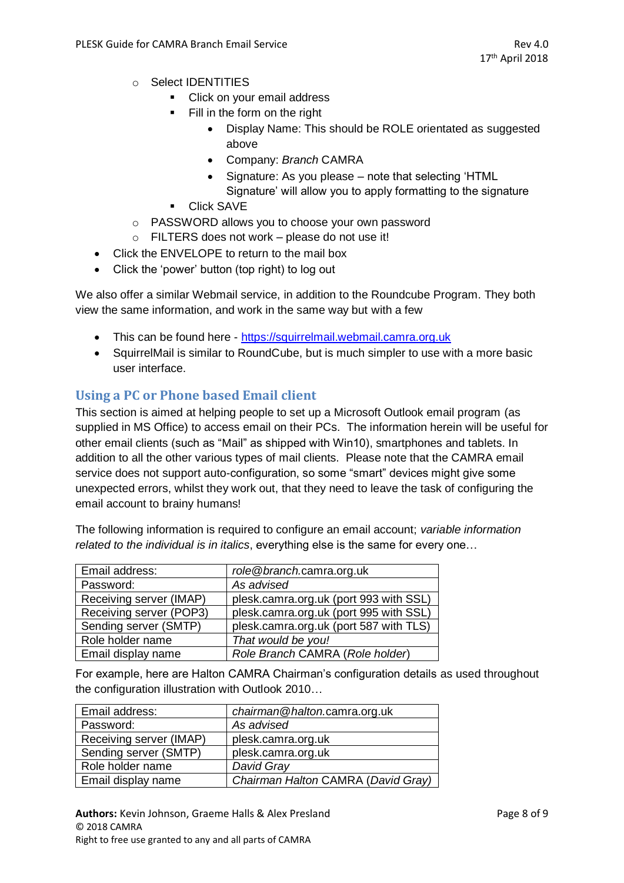- Select IDENTITIES
    - Click on your email address
    - Fill in the form on the right
        - Display Name: This should be ROLE orientated as suggested above
        - Company: *Branch* CAMRA
        - Signature: As you please – note that selecting 'HTML Signature' will allow you to apply formatting to the signature
    - Click SAVE
- PASSWORD allows you to choose your own password
- FILTERS does not work – please do not use it!

- Click the ENVELOPE to return to the mail box
- Click the 'power' button (top right) to log out

We also offer a similar Webmail service, in addition to the Roundcube Program. They both view the same information, and work in the same way but with a few

- This can be found here - [https://squirrelmail.webmail.camra.org.uk](https://squirrelmail.webmail.camra.org.uk)
- SquirrelMail is similar to RoundCube, but is much simpler to use with a more basic user interface.

## Using a PC or Phone based Email client

This section is aimed at helping people to set up a Microsoft Outlook email program (as supplied in MS Office) to access email on their PCs. The information herein will be useful for other email clients (such as "Mail" as shipped with Win10), smartphones and tablets. In addition to all the other various types of mail clients. Please note that the CAMRA email service does not support auto-configuration, so some "smart" devices might give some unexpected errors, whilst they work out, that they need to leave the task of configuring the email account to brainy humans!

The following information is required to configure an email account; *variable information related to the individual is in italics*, everything else is the same for every one…

| Email address: | *role@branch.*camra.org.uk |
|---|---|
| Password: | *As advised* |
| Receiving server (IMAP) | plesk.camra.org.uk (port 993 with SSL) |
| Receiving server (POP3) | plesk.camra.org.uk (port 995 with SSL) |
| Sending server (SMTP) | plesk.camra.org.uk (port 587 with TLS) |
| Role holder name | *That would be you!* |
| Email display name | *Role Branch* CAMRA (*Role holder*) |

For example, here are Halton CAMRA Chairman's configuration details as used throughout the configuration illustration with Outlook 2010…

| Email address: | *chairman@halton.*camra.org.uk |
|---|---|
| Password: | *As advised* |
| Receiving server (IMAP) | plesk.camra.org.uk |
| Sending server (SMTP) | plesk.camra.org.uk |
| Role holder name | *David Gray* |
| Email display name | *Chairman Halton* CAMRA (*David Gray)* |

**Authors:** Kevin Johnson, Graeme Halls & Alex Presland
© 2018 CAMRA
Right to free use granted to any and all parts of CAMRA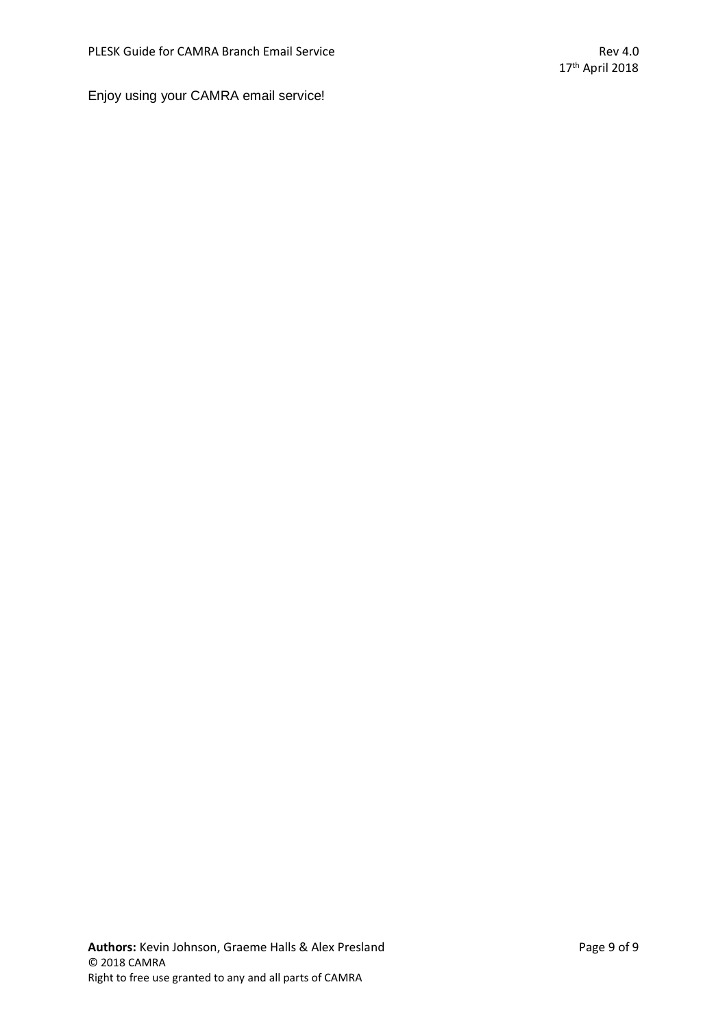Enjoy using your CAMRA email service!

**Authors:** Kevin Johnson, Graeme Halls & Alex Presland
© 2018 CAMRA
Right to free use granted to any and all parts of CAMRA